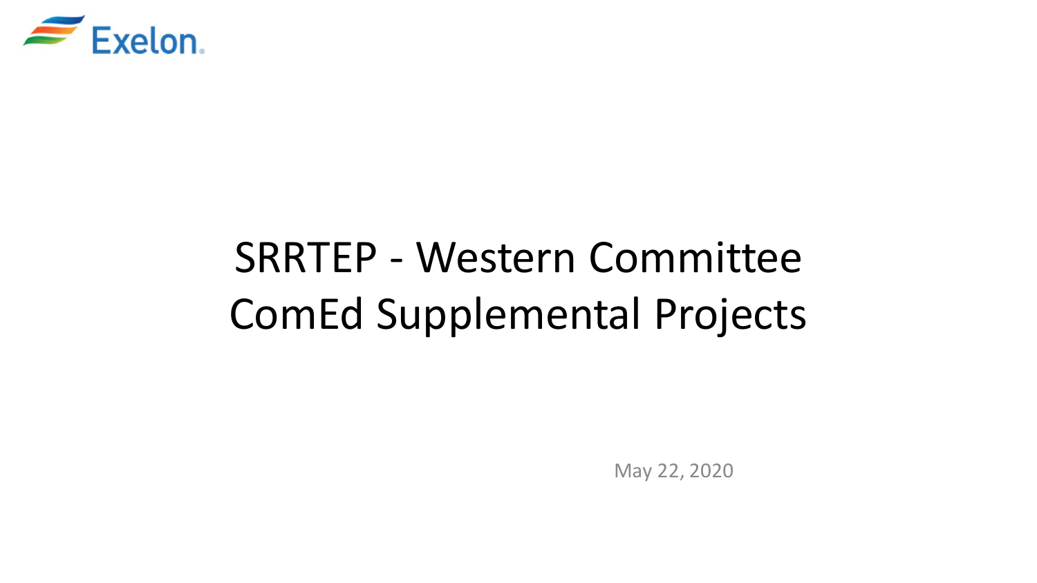Exelon.

# SRRTEP - Western Committee
# ComEd Supplemental Projects

May 22, 2020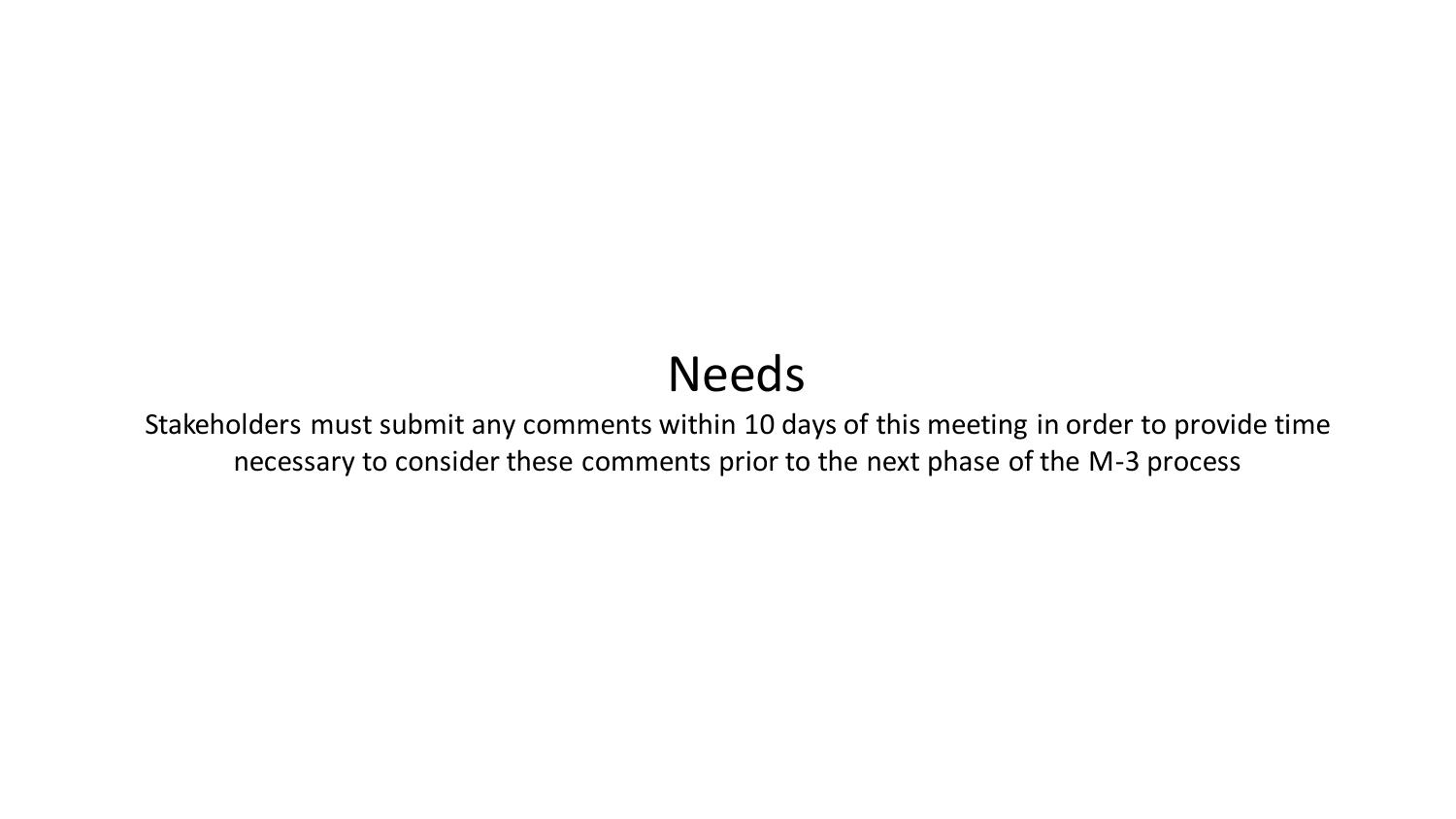# Needs

Stakeholders must submit any comments within 10 days of this meeting in order to provide time necessary to consider these comments prior to the next phase of the M-3 process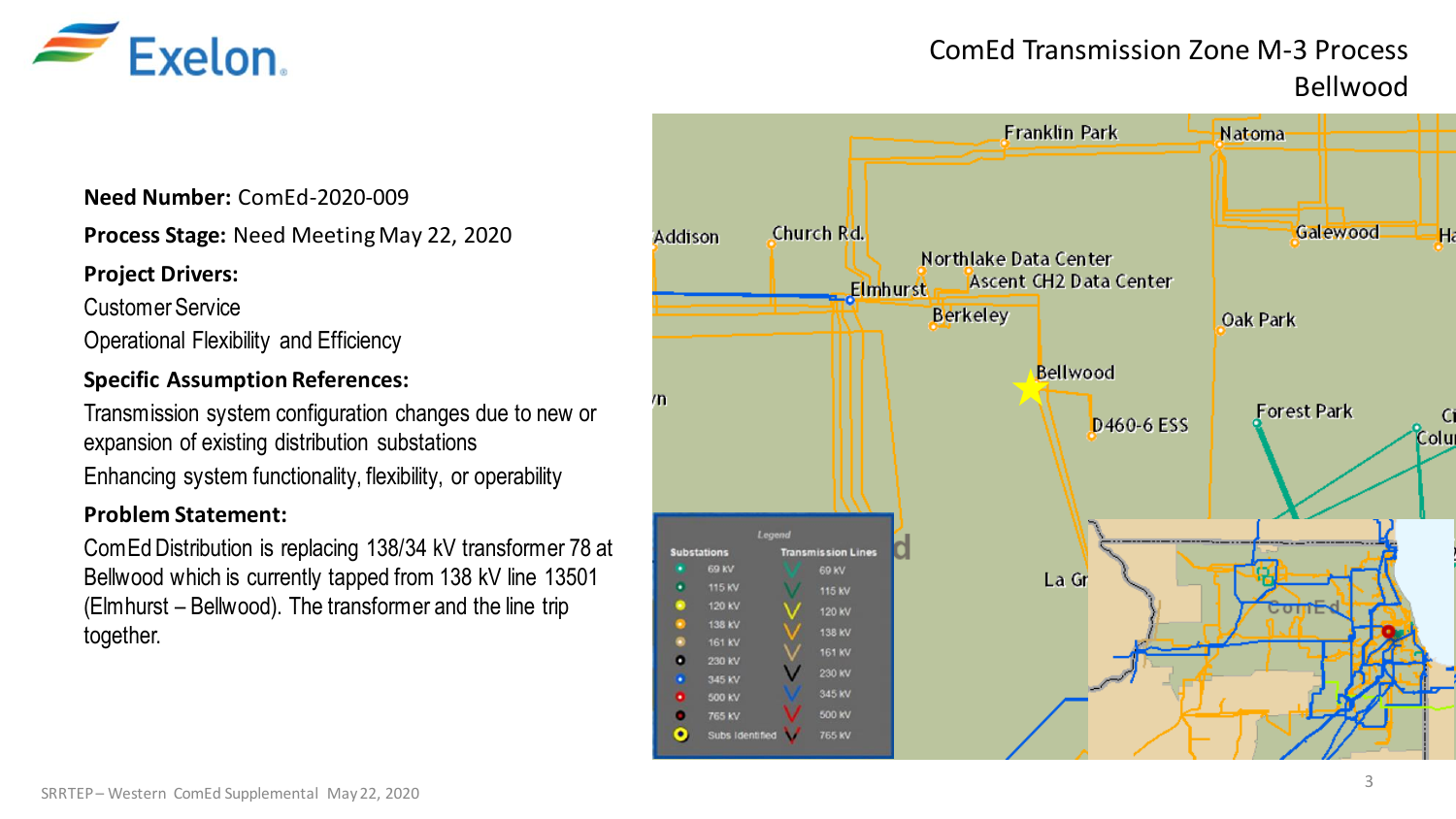# ComEd Transmission Zone M-3 Process Bellwood

**Need Number:** ComEd-2020-009

**Process Stage:** Need Meeting May 22, 2020

**Project Drivers:**

Customer Service

Operational Flexibility and Efficiency

**Specific Assumption References:**

Transmission system configuration changes due to new or expansion of existing distribution substations

Enhancing system functionality, flexibility, or operability

**Problem Statement:**

ComEd Distribution is replacing 138/34 kV transformer 78 at Bellwood which is currently tapped from 138 kV line 13501 (Elmhurst – Bellwood). The transformer and the line trip together.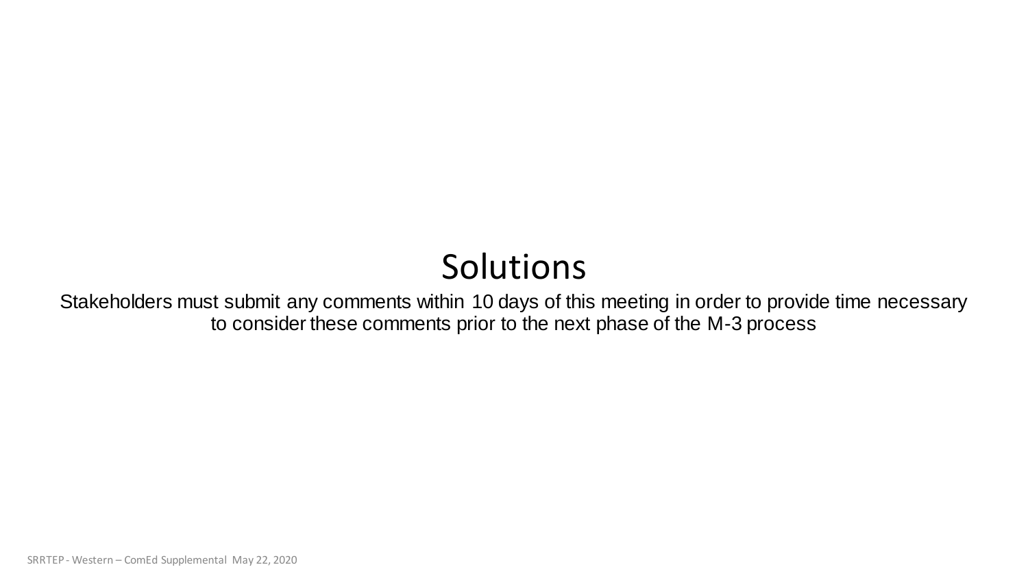# Solutions

Stakeholders must submit any comments within 10 days of this meeting in order to provide time necessary to consider these comments prior to the next phase of the M-3 process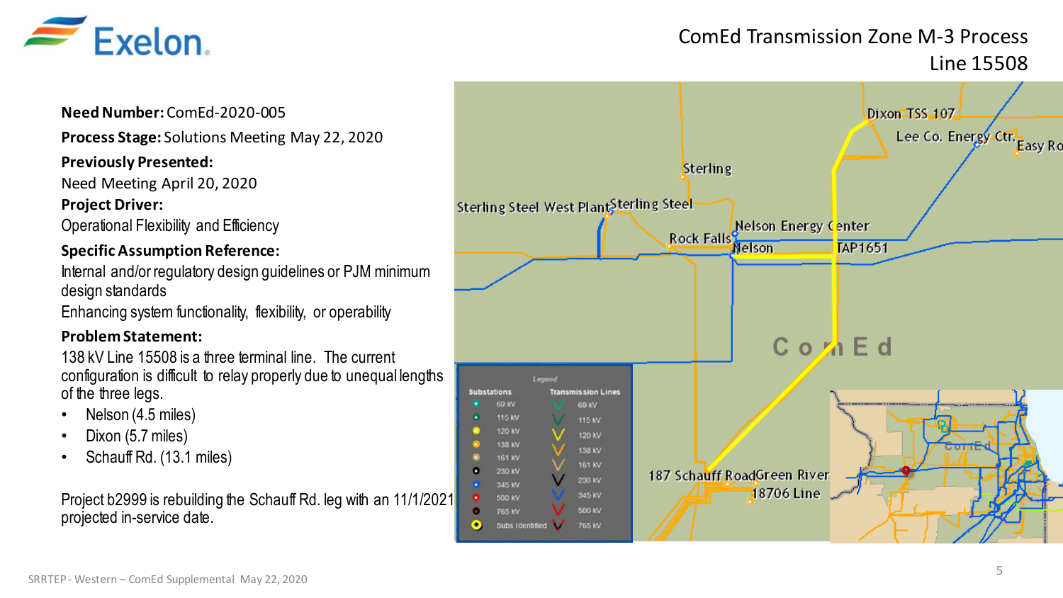# ComEd Transmission Zone M-3 Process
## Line 15508

**Need Number:** ComEd-2020-005

**Process Stage:** Solutions Meeting May 22, 2020

**Previously Presented:**

Need Meeting April 20, 2020

**Project Driver:**

Operational Flexibility and Efficiency

**Specific Assumption Reference:**

Internal and/or regulatory design guidelines or PJM minimum design standards

Enhancing system functionality, flexibility, or operability

**Problem Statement:**

138 kV Line 15508 is a three terminal line. The current configuration is difficult to relay properly due to unequal lengths of the three legs.

- Nelson (4.5 miles)
- Dixon (5.7 miles)
- Schauff Rd. (13.1 miles)

Project b2999 is rebuilding the Schauff Rd. leg with an 11/1/2021 projected in-service date.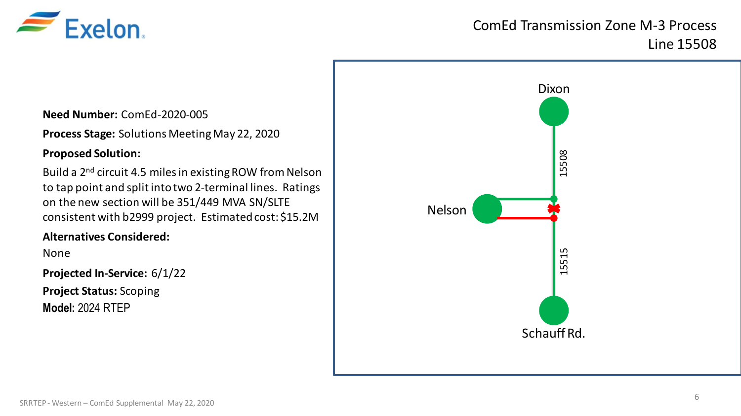# ComEd Transmission Zone M-3 Process
## Line 15508

**Need Number:** ComEd-2020-005

**Process Stage:** Solutions Meeting May 22, 2020

**Proposed Solution:**

Build a 2nd circuit 4.5 miles in existing ROW from Nelson to tap point and split into two 2-terminal lines. Ratings on the new section will be 351/449 MVA SN/SLTE consistent with b2999 project. Estimated cost: $15.2M

**Alternatives Considered:**

None

**Projected In-Service:** 6/1/22

**Project Status:** Scoping

**Model:** 2024 RTEP

Dixon

15508

Nelson

15515

Schauff Rd.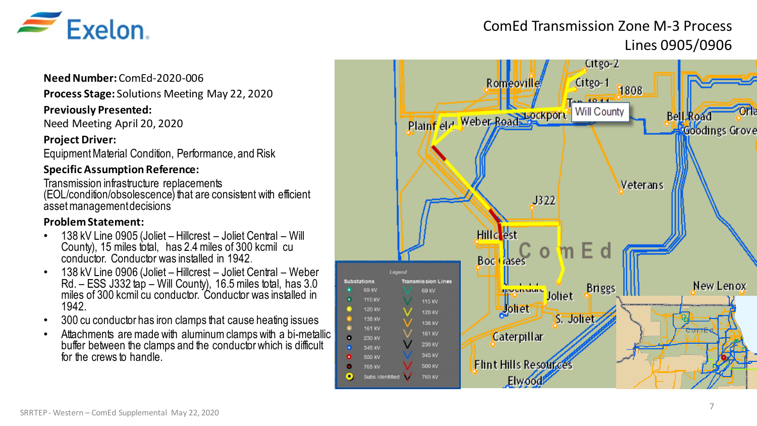# ComEd Transmission Zone M-3 Process
## Lines 0905/0906

**Need Number:** ComEd-2020-006

**Process Stage:** Solutions Meeting May 22, 2020

**Previously Presented:**
Need Meeting April 20, 2020

**Project Driver:**
Equipment Material Condition, Performance, and Risk

**Specific Assumption Reference:**
Transmission infrastructure replacements (EOL/condition/obsolescence) that are consistent with efficient asset management decisions

**Problem Statement:**

- 138 kV Line 0905 (Joliet – Hillcrest – Joliet Central – Will County), 15 miles total, has 2.4 miles of 300 kcmil cu conductor. Conductor was installed in 1942.
- 138 kV Line 0906 (Joliet – Hillcrest – Joliet Central – Weber Rd. – ESS J332 tap – Will County), 16.5 miles total, has 3.0 miles of 300 kcmil cu conductor. Conductor was installed in 1942.
- 300 cu conductor has iron clamps that cause heating issues
- Attachments are made with aluminum clamps with a bi-metallic buffer between the clamps and the conductor which is difficult for the crews to handle.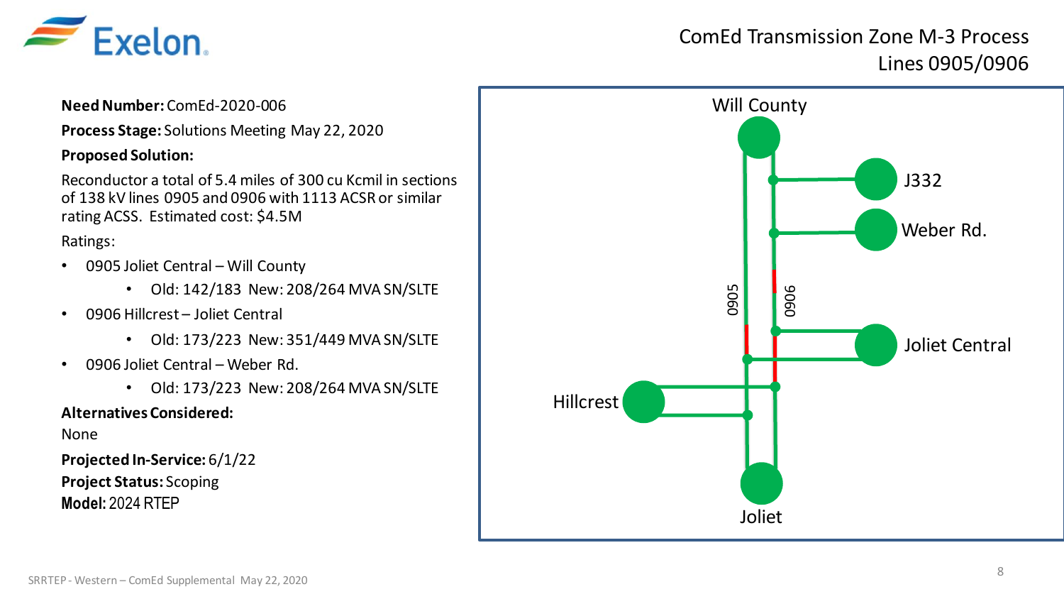# ComEd Transmission Zone M-3 Process Lines 0905/0906

**Need Number:** ComEd-2020-006

**Process Stage:** Solutions Meeting May 22, 2020

**Proposed Solution:**

Reconductor a total of 5.4 miles of 300 cu Kcmil in sections of 138 kV lines 0905 and 0906 with 1113 ACSR or similar rating ACSS. Estimated cost: $4.5M

Ratings:

- 0905 Joliet Central – Will County
  - Old: 142/183 New: 208/264 MVA SN/SLTE
- 0906 Hillcrest – Joliet Central
  - Old: 173/223 New: 351/449 MVA SN/SLTE
- 0906 Joliet Central – Weber Rd.
  - Old: 173/223 New: 208/264 MVA SN/SLTE

**Alternatives Considered:**

None

**Projected In-Service:** 6/1/22

**Project Status:** Scoping

**Model:** 2024 RTEP

Will County

J332

Weber Rd.

0905

0906

Joliet Central

Hillcrest

Joliet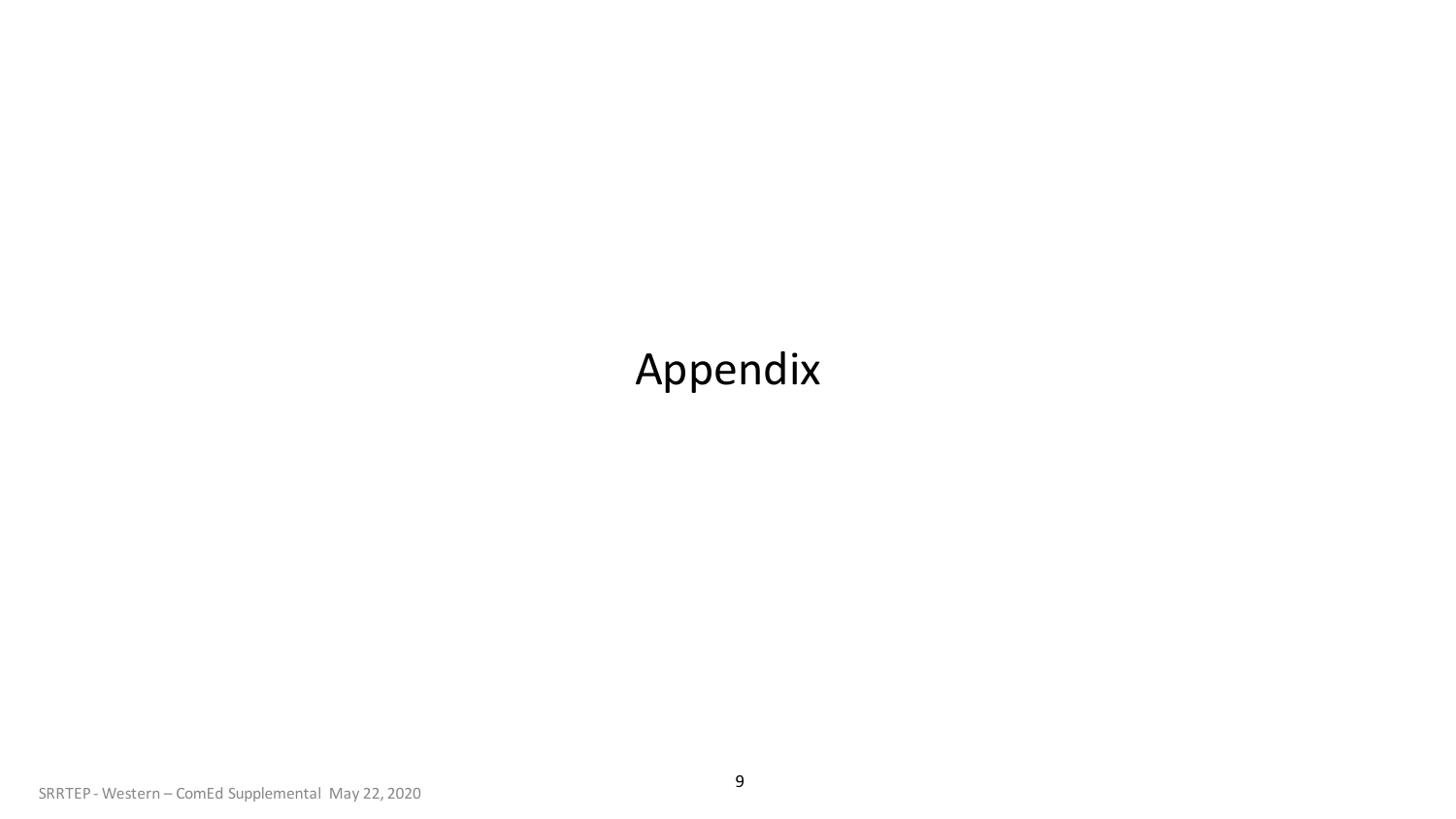# Appendix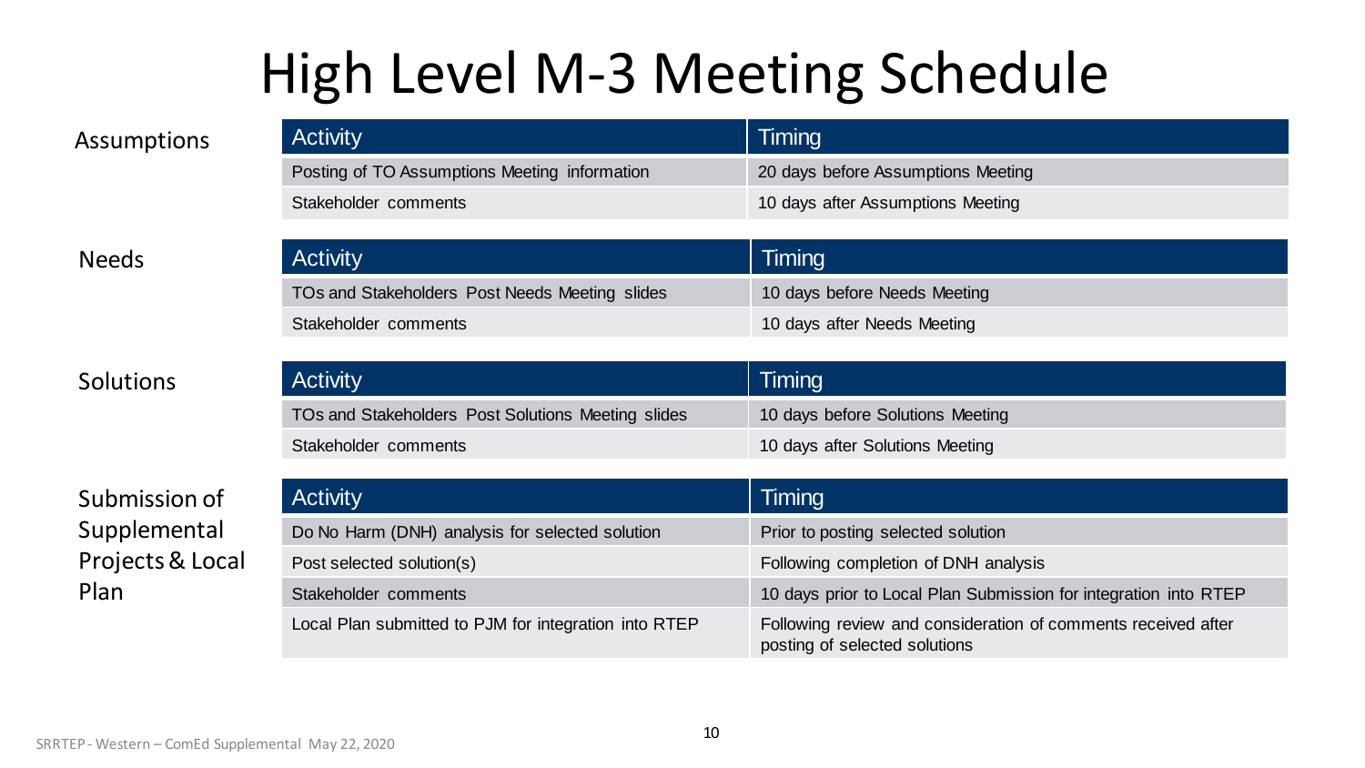# High Level M-3 Meeting Schedule

**Assumptions**

| Activity | Timing |
| --- | --- |
| Posting of TO Assumptions Meeting information | 20 days before Assumptions Meeting |
| Stakeholder comments | 10 days after Assumptions Meeting |

**Needs**

| Activity | Timing |
| --- | --- |
| TOs and Stakeholders Post Needs Meeting slides | 10 days before Needs Meeting |
| Stakeholder comments | 10 days after Needs Meeting |

**Solutions**

| Activity | Timing |
| --- | --- |
| TOs and Stakeholders Post Solutions Meeting slides | 10 days before Solutions Meeting |
| Stakeholder comments | 10 days after Solutions Meeting |

**Submission of Supplemental Projects & Local Plan**

| Activity | Timing |
| --- | --- |
| Do No Harm (DNH) analysis for selected solution | Prior to posting selected solution |
| Post selected solution(s) | Following completion of DNH analysis |
| Stakeholder comments | 10 days prior to Local Plan Submission for integration into RTEP |
| Local Plan submitted to PJM for integration into RTEP | Following review and consideration of comments received after posting of selected solutions |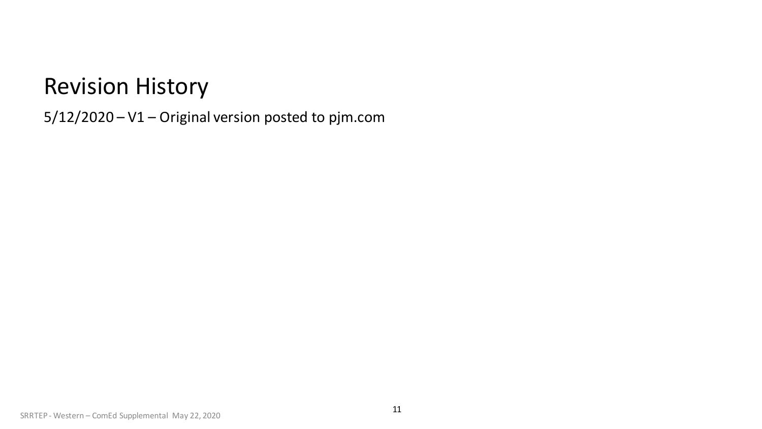# Revision History

5/12/2020 – V1 – Original version posted to pjm.com